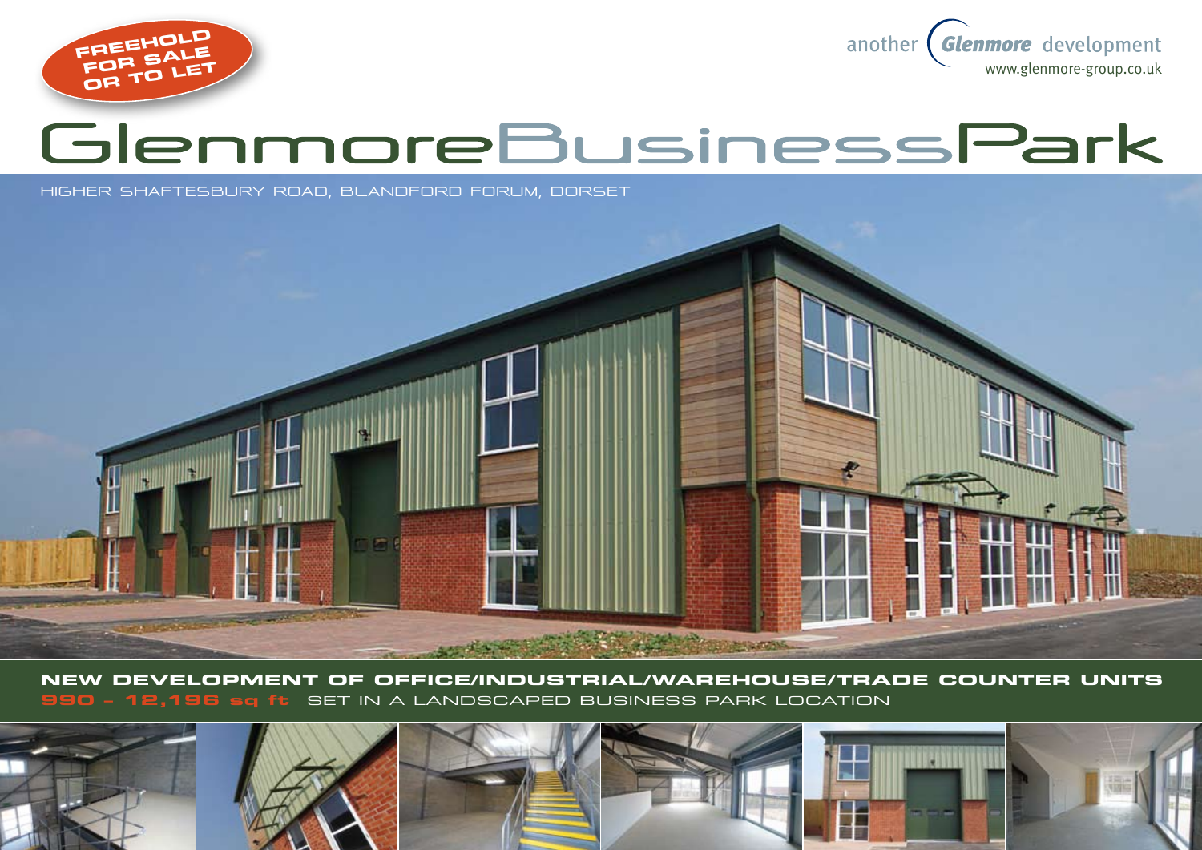**FREEHOLD FOR SALE OR TO LET**

another Glenmore development
www.glenmore-group.co.uk

# GlenmoreBusinessPark

HIGHER SHAFTESBURY ROAD, BLANDFORD FORUM, DORSET

**NEW DEVELOPMENT OF OFFICE/INDUSTRIAL/WAREHOUSE/TRADE COUNTER UNITS**

**990 – 12,196 sq ft** SET IN A LANDSCAPED BUSINESS PARK LOCATION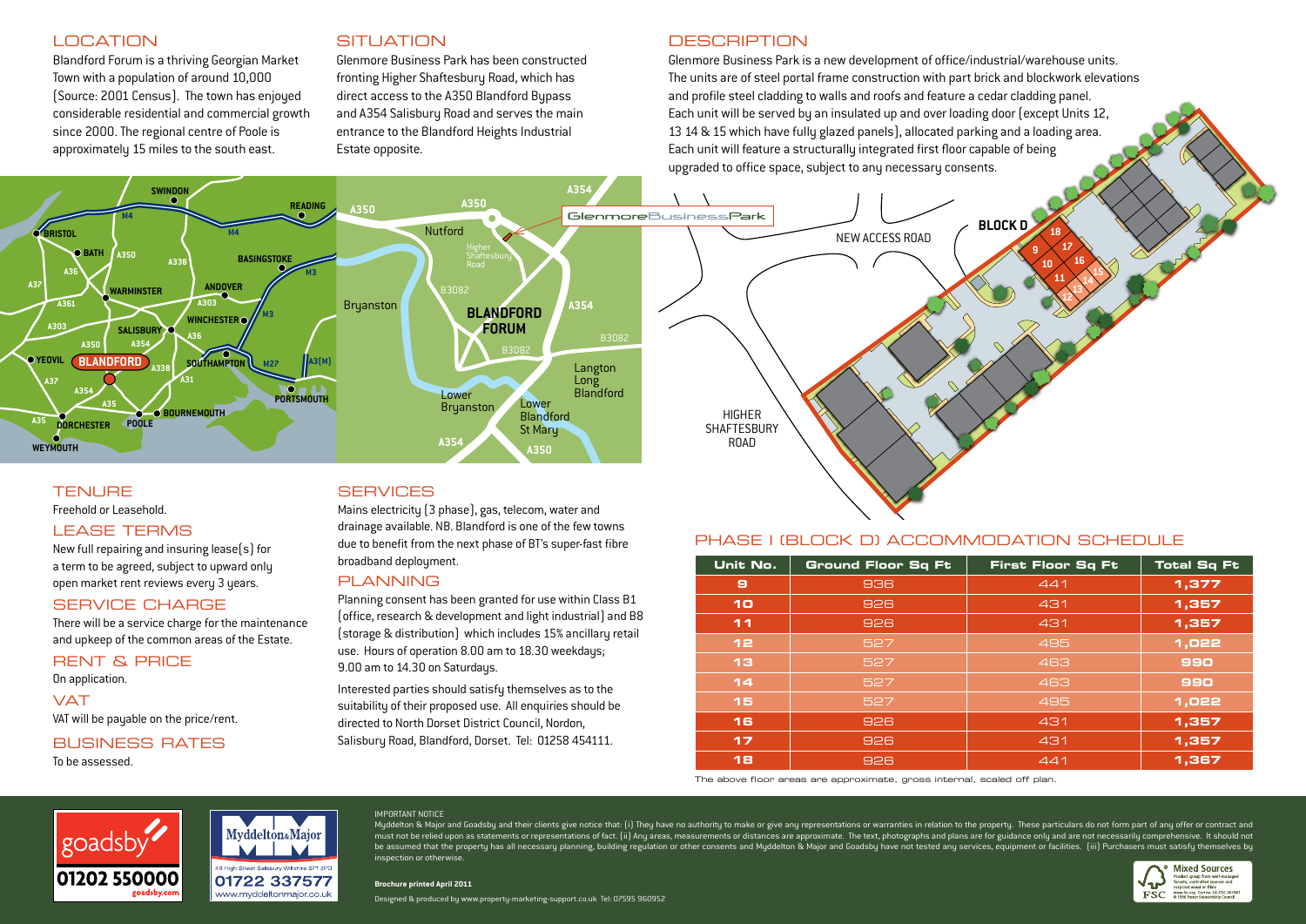## LOCATION

Blandford Forum is a thriving Georgian Market Town with a population of around 10,000 (Source: 2001 Census). The town has enjoyed considerable residential and commercial growth since 2000. The regional centre of Poole is approximately 15 miles to the south east.

## SITUATION

Glenmore Business Park has been constructed fronting Higher Shaftesbury Road, which has direct access to the A350 Blandford Bypass and A354 Salisbury Road and serves the main entrance to the Blandford Heights Industrial Estate opposite.

## DESCRIPTION

Glenmore Business Park is a new development of office/industrial/warehouse units. The units are of steel portal frame construction with part brick and blockwork elevations and profile steel cladding to walls and roofs and feature a cedar cladding panel. Each unit will be served by an insulated up and over loading door (except Units 12, 13 14 & 15 which have fully glazed panels), allocated parking and a loading area. Each unit will feature a structurally integrated first floor capable of being upgraded to office space, subject to any necessary consents.

SWINDON
READING
M4
BRISTOL
BATH
A350
A338
BASINGSTOKE
M3
A36
A37
WARMINSTER
ANDOVER
A361
A303
WINCHESTER
A303
SALISBURY
A36
A350
A354
YEOVIL
BLANDFORD
A338
SOUTHAMPTON
M27
A3(M)
A37
A31
A354
PORTSMOUTH
A35
BOURNEMOUTH
A35
DORCHESTER
POOLE
WEYMOUTH

A350
A350
A354
GlenmoreBusinessPark
Nutford
Higher Shaftesbury Road
B3082
Bryanston
BLANDFORD FORUM
A354
B3082
B3082
Langton Long Blandford
Lower Bryanston
Lower Blandford St Mary
A354
A350

NEW ACCESS ROAD
BLOCK D
HIGHER SHAFTESBURY ROAD
9 10 11 12 13 14 15 16 17 18

## TENURE

Freehold or Leasehold.

## LEASE TERMS

New full repairing and insuring lease(s) for a term to be agreed, subject to upward only open market rent reviews every 3 years.

## SERVICE CHARGE

There will be a service charge for the maintenance and upkeep of the common areas of the Estate.

## RENT & PRICE

On application.

## VAT

VAT will be payable on the price/rent.

## BUSINESS RATES

To be assessed.

## SERVICES

Mains electricity (3 phase), gas, telecom, water and drainage available. NB. Blandford is one of the few towns due to benefit from the next phase of BT's super-fast fibre broadband deployment.

## PLANNING

Planning consent has been granted for use within Class B1 (office, research & development and light industrial) and B8 (storage & distribution) which includes 15% ancillary retail use. Hours of operation 8.00 am to 18.30 weekdays; 9.00 am to 14.30 on Saturdays.

Interested parties should satisfy themselves as to the suitability of their proposed use. All enquiries should be directed to North Dorset District Council, Nordon, Salisbury Road, Blandford, Dorset. Tel: 01258 454111.

## PHASE I (BLOCK D) ACCOMMODATION SCHEDULE

| Unit No. | Ground Floor Sq Ft | First Floor Sq Ft | Total Sq Ft |
|---|---|---|---|
| 9 | 936 | 441 | 1,377 |
| 10 | 926 | 431 | 1,357 |
| 11 | 926 | 431 | 1,357 |
| 12 | 527 | 495 | 1,022 |
| 13 | 527 | 463 | 990 |
| 14 | 527 | 463 | 990 |
| 15 | 527 | 495 | 1,022 |
| 16 | 926 | 431 | 1,357 |
| 17 | 926 | 431 | 1,357 |
| 18 | 926 | 441 | 1,367 |

The above floor areas are approximate, gross internal, scaled off plan.

goadsby
01202 550000
goadsby.com

Myddelton&Major
49 High Street Salisbury Wiltshire SP1 2PD
01722 337577
www.myddeltonmajor.co.uk

IMPORTANT NOTICE

Myddelton & Major and Goadsby and their clients give notice that: (i) They have no authority to make or give any representations or warranties in relation to the property. These particulars do not form part of any offer or contract and must not be relied upon as statements or representations of fact. (ii) Any areas, measurements or distances are approximate. The text, photographs and plans are for guidance only and are not necessarily comprehensive. It should not be assumed that the property has all necessary planning, building regulation or other consents and Myddelton & Major and Goadsby have not tested any services, equipment or facilities. (iii) Purchasers must satisfy themselves by inspection or otherwise.

**Brochure printed April 2011**

Designed & produced by www.property-marketing-support.co.uk Tel: 07595 960952